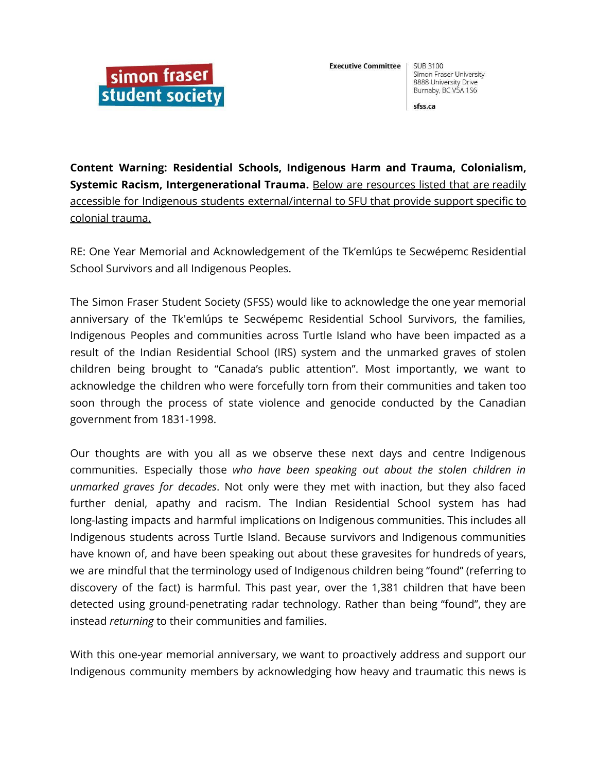simon fraser student society

**Executive Committee**

SUB 3100
Simon Fraser University
8888 University Drive
Burnaby, BC V5A 1S6

sfss.ca

**Content Warning: Residential Schools, Indigenous Harm and Trauma, Colonialism, Systemic Racism, Intergenerational Trauma.** <u>Below are resources listed that are readily accessible for Indigenous students external/internal to SFU that provide support specific to colonial trauma.</u>

RE: One Year Memorial and Acknowledgement of the Tk'emlúps te Secwépemc Residential School Survivors and all Indigenous Peoples.

The Simon Fraser Student Society (SFSS) would like to acknowledge the one year memorial anniversary of the Tk'emlúps te Secwépemc Residential School Survivors, the families, Indigenous Peoples and communities across Turtle Island who have been impacted as a result of the Indian Residential School (IRS) system and the unmarked graves of stolen children being brought to "Canada's public attention". Most importantly, we want to acknowledge the children who were forcefully torn from their communities and taken too soon through the process of state violence and genocide conducted by the Canadian government from 1831-1998.

Our thoughts are with you all as we observe these next days and centre Indigenous communities. Especially those *who have been speaking out about the stolen children in unmarked graves for decades*. Not only were they met with inaction, but they also faced further denial, apathy and racism. The Indian Residential School system has had long-lasting impacts and harmful implications on Indigenous communities. This includes all Indigenous students across Turtle Island. Because survivors and Indigenous communities have known of, and have been speaking out about these gravesites for hundreds of years, we are mindful that the terminology used of Indigenous children being "found" (referring to discovery of the fact) is harmful. This past year, over the 1,381 children that have been detected using ground-penetrating radar technology. Rather than being "found", they are instead *returning* to their communities and families.

With this one-year memorial anniversary, we want to proactively address and support our Indigenous community members by acknowledging how heavy and traumatic this news is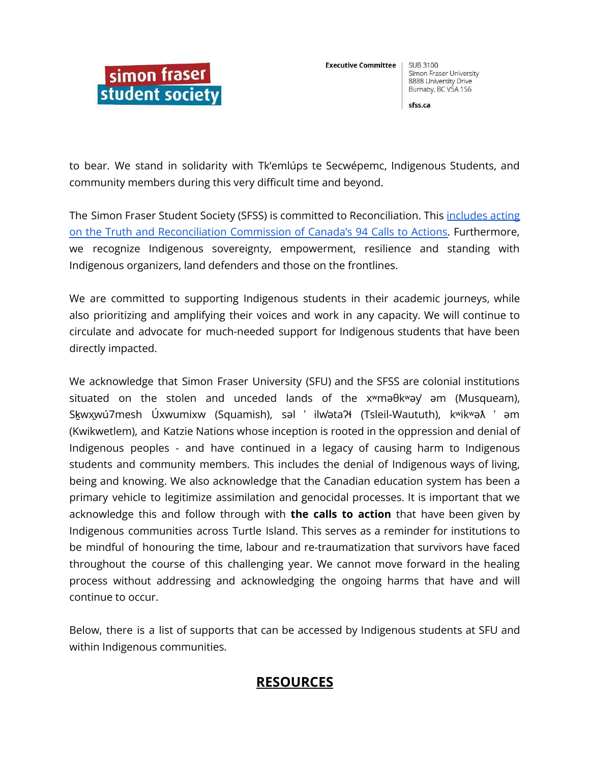to bear. We stand in solidarity with Tk'emlúps te Secwépemc, Indigenous Students, and community members during this very difficult time and beyond.

The Simon Fraser Student Society (SFSS) is committed to Reconciliation. This [includes acting on the Truth and Reconciliation Commission of Canada's 94 Calls to Actions]. Furthermore, we recognize Indigenous sovereignty, empowerment, resilience and standing with Indigenous organizers, land defenders and those on the frontlines.

We are committed to supporting Indigenous students in their academic journeys, while also prioritizing and amplifying their voices and work in any capacity. We will continue to circulate and advocate for much-needed support for Indigenous students that have been directly impacted.

We acknowledge that Simon Fraser University (SFU) and the SFSS are colonial institutions situated on the stolen and unceded lands of the xʷməθkʷəy̓əm (Musqueam), Sḵwx̱wú7mesh Úxwumixw (Squamish), səl̓ilw̓ətaʔɬ (Tsleil-Waututh), kʷikʷəƛ̓əm (Kwikwetlem), and Katzie Nations whose inception is rooted in the oppression and denial of Indigenous peoples - and have continued in a legacy of causing harm to Indigenous students and community members. This includes the denial of Indigenous ways of living, being and knowing. We also acknowledge that the Canadian education system has been a primary vehicle to legitimize assimilation and genocidal processes. It is important that we acknowledge this and follow through with **the calls to action** that have been given by Indigenous communities across Turtle Island. This serves as a reminder for institutions to be mindful of honouring the time, labour and re-traumatization that survivors have faced throughout the course of this challenging year. We cannot move forward in the healing process without addressing and acknowledging the ongoing harms that have and will continue to occur.

Below, there is a list of supports that can be accessed by Indigenous students at SFU and within Indigenous communities.

## RESOURCES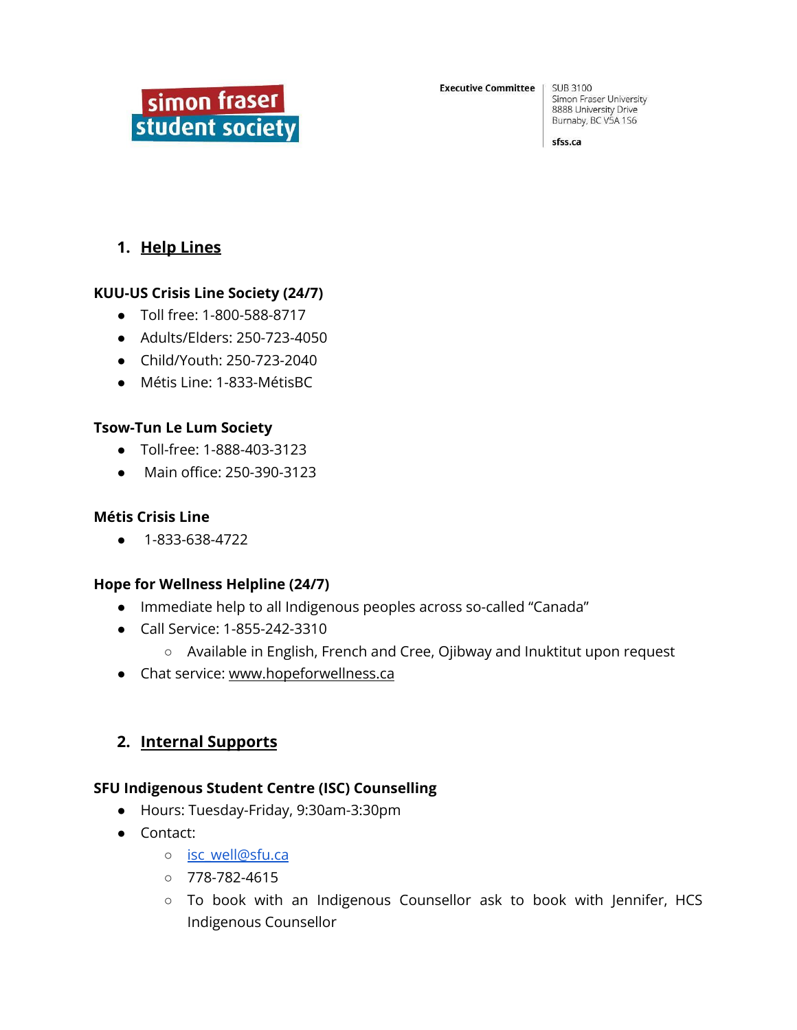## 1. Help Lines

**KUU-US Crisis Line Society (24/7)**

- Toll free: 1-800-588-8717
- Adults/Elders: 250-723-4050
- Child/Youth: 250-723-2040
- Métis Line: 1-833-MétisBC

**Tsow-Tun Le Lum Society**

- Toll-free: 1-888-403-3123
- Main office: 250-390-3123

**Métis Crisis Line**

- 1-833-638-4722

**Hope for Wellness Helpline (24/7)**

- Immediate help to all Indigenous peoples across so-called "Canada"
- Call Service: 1-855-242-3310
  - Available in English, French and Cree, Ojibway and Inuktitut upon request
- Chat service: www.hopeforwellness.ca

## 2. Internal Supports

**SFU Indigenous Student Centre (ISC) Counselling**

- Hours: Tuesday-Friday, 9:30am-3:30pm
- Contact:
  - isc_well@sfu.ca
  - 778-782-4615
  - To book with an Indigenous Counsellor ask to book with Jennifer, HCS Indigenous Counsellor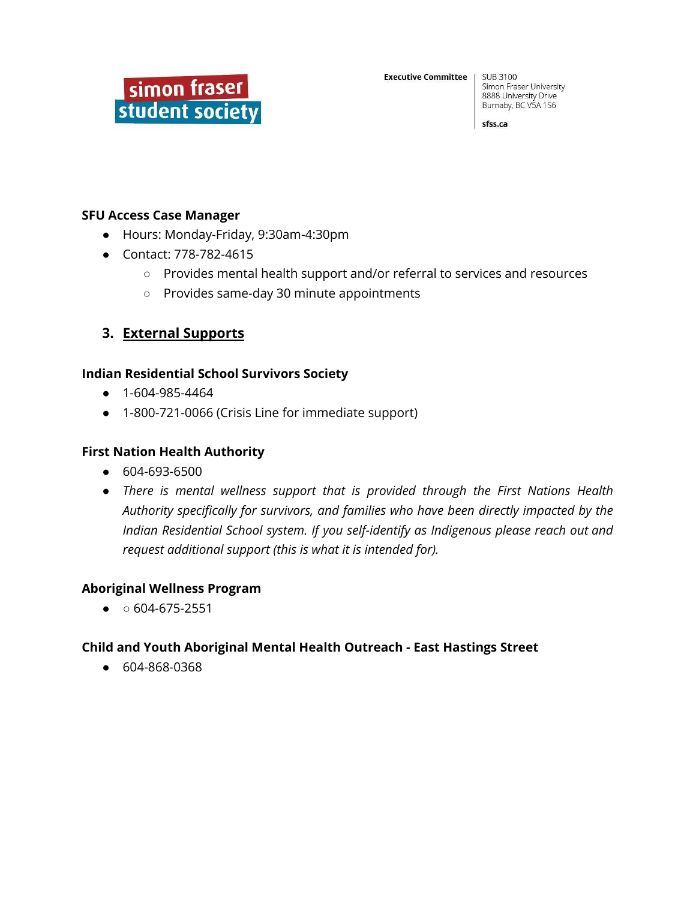**SFU Access Case Manager**

- Hours: Monday-Friday, 9:30am-4:30pm
- Contact: 778-782-4615
    - Provides mental health support and/or referral to services and resources
    - Provides same-day 30 minute appointments

## 3. External Supports

**Indian Residential School Survivors Society**

- 1-604-985-4464
- 1-800-721-0066 (Crisis Line for immediate support)

**First Nation Health Authority**

- 604-693-6500
- *There is mental wellness support that is provided through the First Nations Health Authority specifically for survivors, and families who have been directly impacted by the Indian Residential School system. If you self-identify as Indigenous please reach out and request additional support (this is what it is intended for).*

**Aboriginal Wellness Program**

- ○ 604-675-2551

**Child and Youth Aboriginal Mental Health Outreach - East Hastings Street**

- 604-868-0368